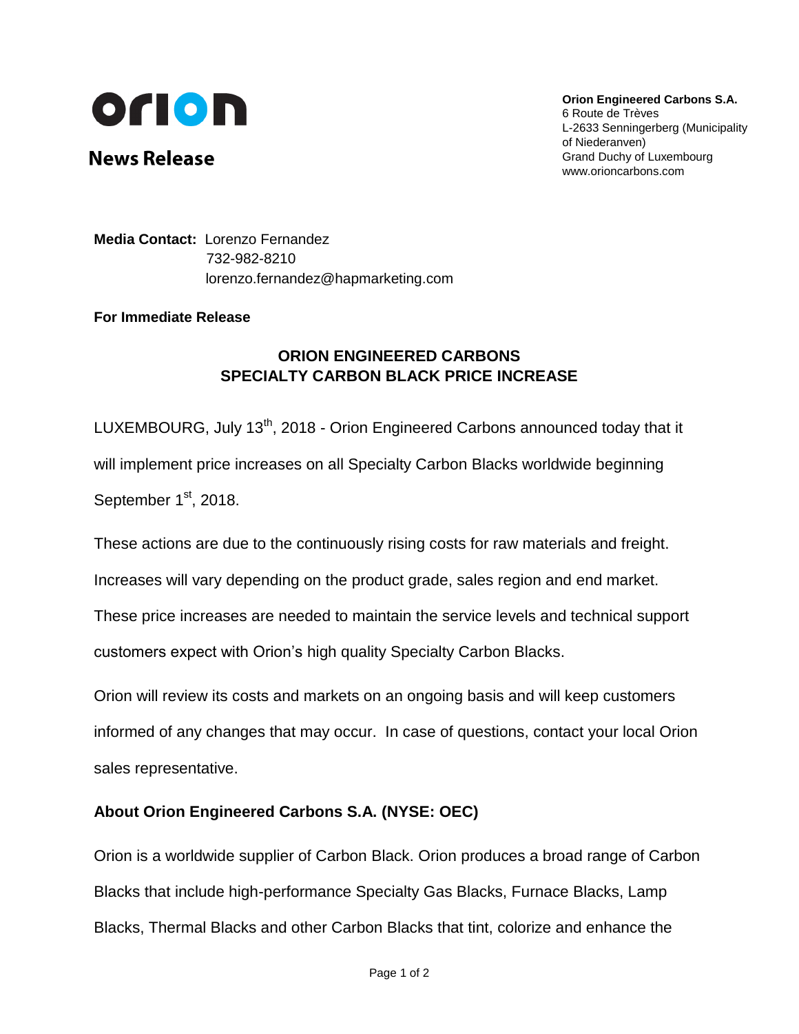orion

**News Release**

**Orion Engineered Carbons S.A.**
6 Route de Trèves
L-2633 Senningerberg (Municipality of Niederanven)
Grand Duchy of Luxembourg
www.orioncarbons.com

**Media Contact:** Lorenzo Fernandez
732-982-8210
lorenzo.fernandez@hapmarketing.com

**For Immediate Release**

## ORION ENGINEERED CARBONS SPECIALTY CARBON BLACK PRICE INCREASE

LUXEMBOURG, July 13th, 2018 - Orion Engineered Carbons announced today that it will implement price increases on all Specialty Carbon Blacks worldwide beginning September 1st, 2018.

These actions are due to the continuously rising costs for raw materials and freight. Increases will vary depending on the product grade, sales region and end market. These price increases are needed to maintain the service levels and technical support customers expect with Orion's high quality Specialty Carbon Blacks.

Orion will review its costs and markets on an ongoing basis and will keep customers informed of any changes that may occur. In case of questions, contact your local Orion sales representative.

### About Orion Engineered Carbons S.A. (NYSE: OEC)

Orion is a worldwide supplier of Carbon Black. Orion produces a broad range of Carbon Blacks that include high-performance Specialty Gas Blacks, Furnace Blacks, Lamp Blacks, Thermal Blacks and other Carbon Blacks that tint, colorize and enhance the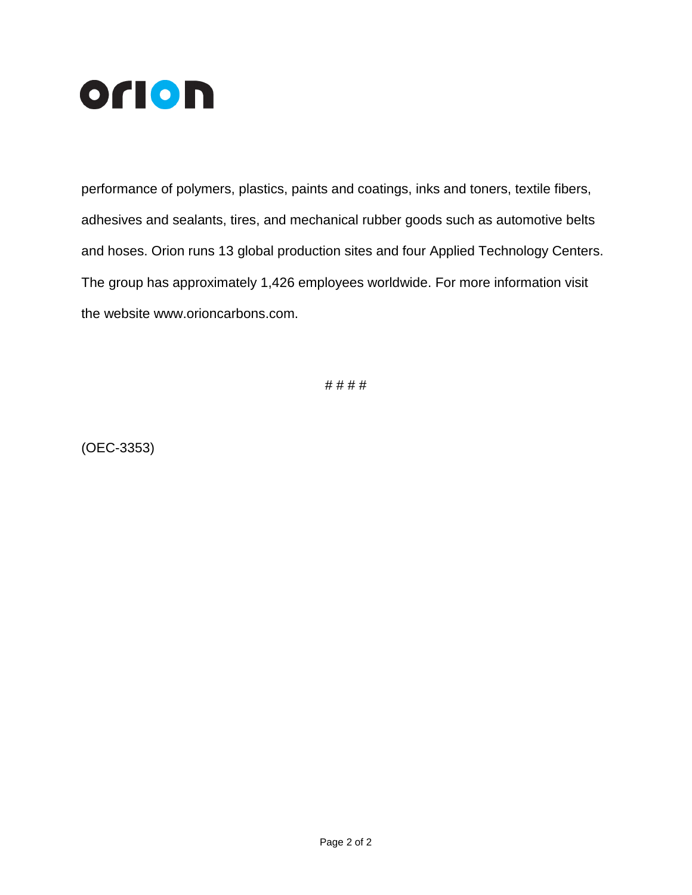performance of polymers, plastics, paints and coatings, inks and toners, textile fibers, adhesives and sealants, tires, and mechanical rubber goods such as automotive belts and hoses. Orion runs 13 global production sites and four Applied Technology Centers. The group has approximately 1,426 employees worldwide. For more information visit the website www.orioncarbons.com.

# # # #

(OEC-3353)